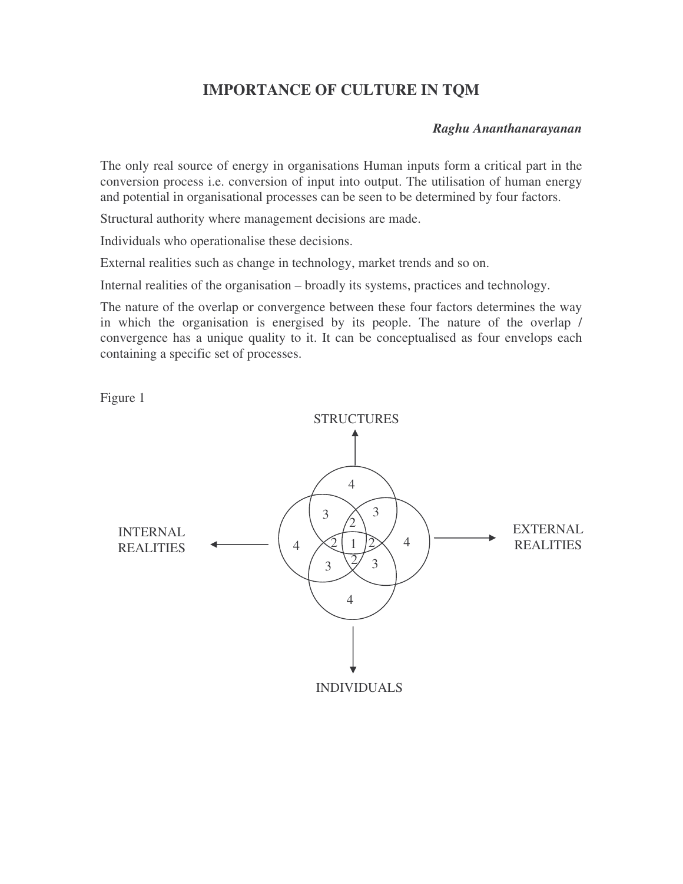# IMPORTANCE OF CULTURE IN TQM

***Raghu Ananthanarayanan***

The only real source of energy in organisations Human inputs form a critical part in the conversion process i.e. conversion of input into output. The utilisation of human energy and potential in organisational processes can be seen to be determined by four factors.

Structural authority where management decisions are made.

Individuals who operationalise these decisions.

External realities such as change in technology, market trends and so on.

Internal realities of the organisation – broadly its systems, practices and technology.

The nature of the overlap or convergence between these four factors determines the way in which the organisation is energised by its people. The nature of the overlap / convergence has a unique quality to it. It can be conceptualised as four envelops each containing a specific set of processes.

Figure 1

STRUCTURES

INTERNAL REALITIES

EXTERNAL REALITIES

INDIVIDUALS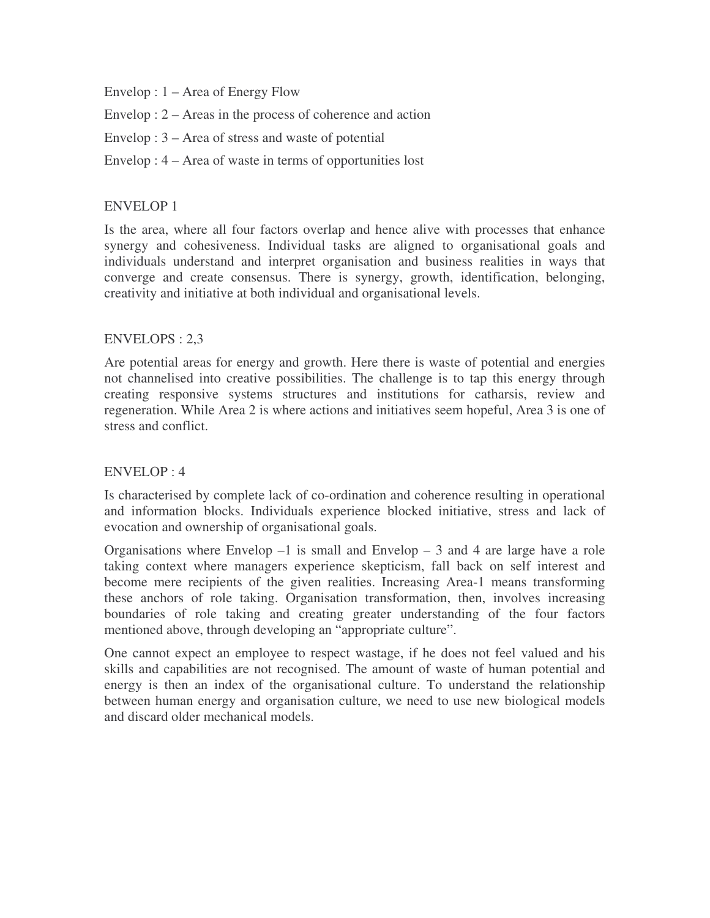Envelop : 1 – Area of Energy Flow

Envelop : 2 – Areas in the process of coherence and action

Envelop : 3 – Area of stress and waste of potential

Envelop : 4 – Area of waste in terms of opportunities lost

## ENVELOP 1

Is the area, where all four factors overlap and hence alive with processes that enhance synergy and cohesiveness. Individual tasks are aligned to organisational goals and individuals understand and interpret organisation and business realities in ways that converge and create consensus. There is synergy, growth, identification, belonging, creativity and initiative at both individual and organisational levels.

## ENVELOPS : 2,3

Are potential areas for energy and growth. Here there is waste of potential and energies not channelised into creative possibilities. The challenge is to tap this energy through creating responsive systems structures and institutions for catharsis, review and regeneration. While Area 2 is where actions and initiatives seem hopeful, Area 3 is one of stress and conflict.

## ENVELOP : 4

Is characterised by complete lack of co-ordination and coherence resulting in operational and information blocks. Individuals experience blocked initiative, stress and lack of evocation and ownership of organisational goals.

Organisations where Envelop –1 is small and Envelop – 3 and 4 are large have a role taking context where managers experience skepticism, fall back on self interest and become mere recipients of the given realities. Increasing Area-1 means transforming these anchors of role taking. Organisation transformation, then, involves increasing boundaries of role taking and creating greater understanding of the four factors mentioned above, through developing an "appropriate culture".

One cannot expect an employee to respect wastage, if he does not feel valued and his skills and capabilities are not recognised. The amount of waste of human potential and energy is then an index of the organisational culture. To understand the relationship between human energy and organisation culture, we need to use new biological models and discard older mechanical models.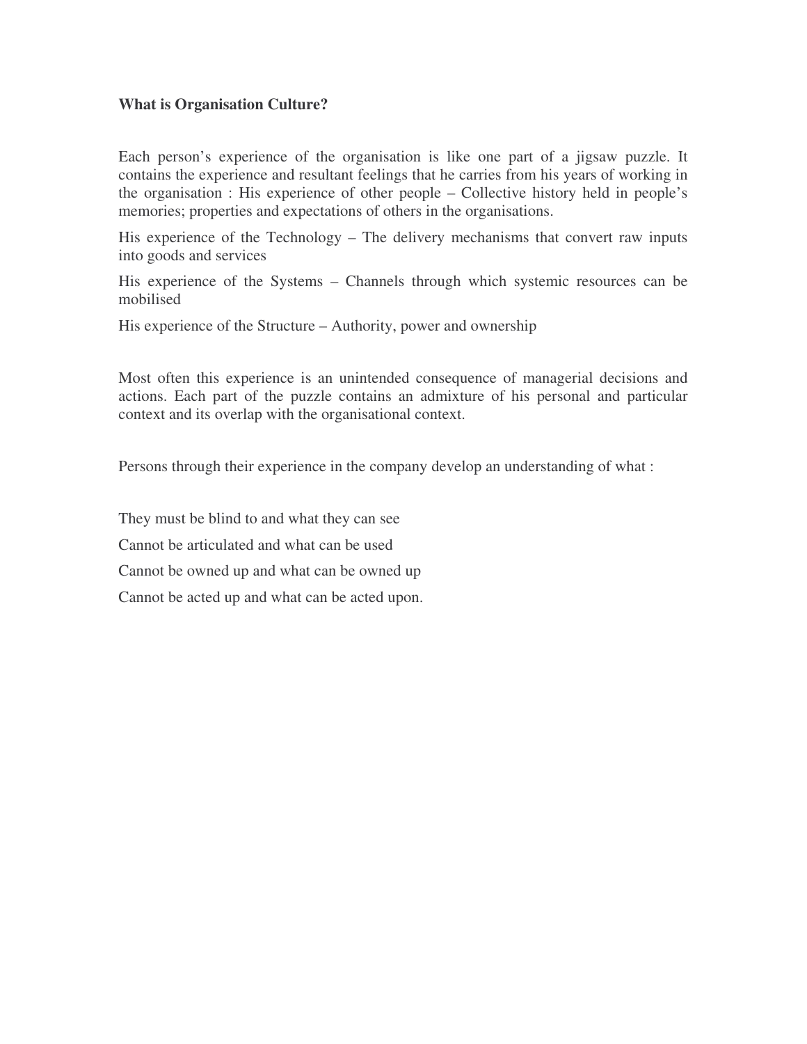**What is Organisation Culture?**

Each person's experience of the organisation is like one part of a jigsaw puzzle. It contains the experience and resultant feelings that he carries from his years of working in the organisation : His experience of other people – Collective history held in people's memories; properties and expectations of others in the organisations.

His experience of the Technology – The delivery mechanisms that convert raw inputs into goods and services

His experience of the Systems – Channels through which systemic resources can be mobilised

His experience of the Structure – Authority, power and ownership

Most often this experience is an unintended consequence of managerial decisions and actions. Each part of the puzzle contains an admixture of his personal and particular context and its overlap with the organisational context.

Persons through their experience in the company develop an understanding of what :

They must be blind to and what they can see

Cannot be articulated and what can be used

Cannot be owned up and what can be owned up

Cannot be acted up and what can be acted upon.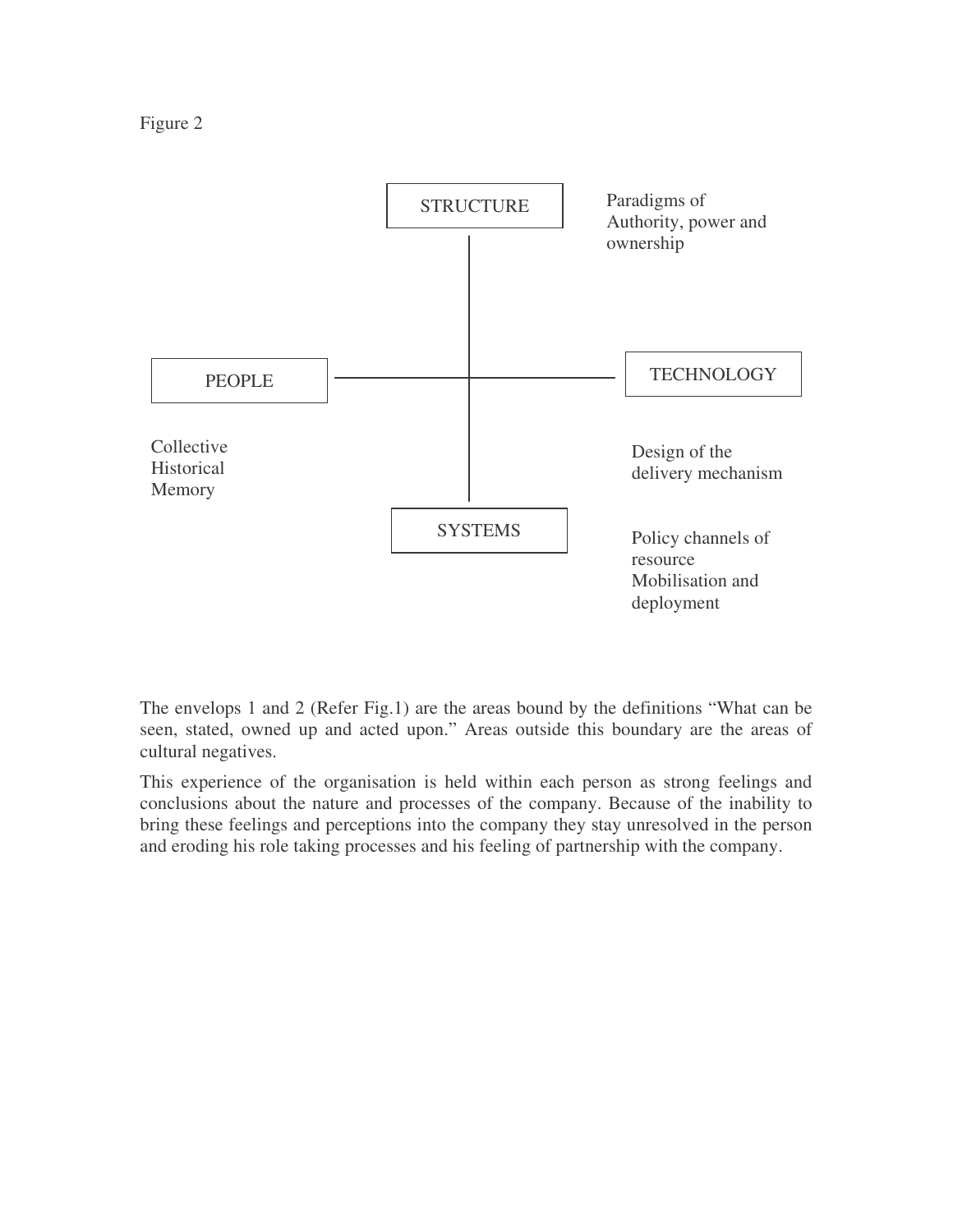Figure 2

STRUCTURE

Paradigms of Authority, power and ownership

PEOPLE

TECHNOLOGY

Collective Historical Memory

Design of the delivery mechanism

SYSTEMS

Policy channels of resource Mobilisation and deployment

The envelops 1 and 2 (Refer Fig.1) are the areas bound by the definitions "What can be seen, stated, owned up and acted upon." Areas outside this boundary are the areas of cultural negatives.

This experience of the organisation is held within each person as strong feelings and conclusions about the nature and processes of the company. Because of the inability to bring these feelings and perceptions into the company they stay unresolved in the person and eroding his role taking processes and his feeling of partnership with the company.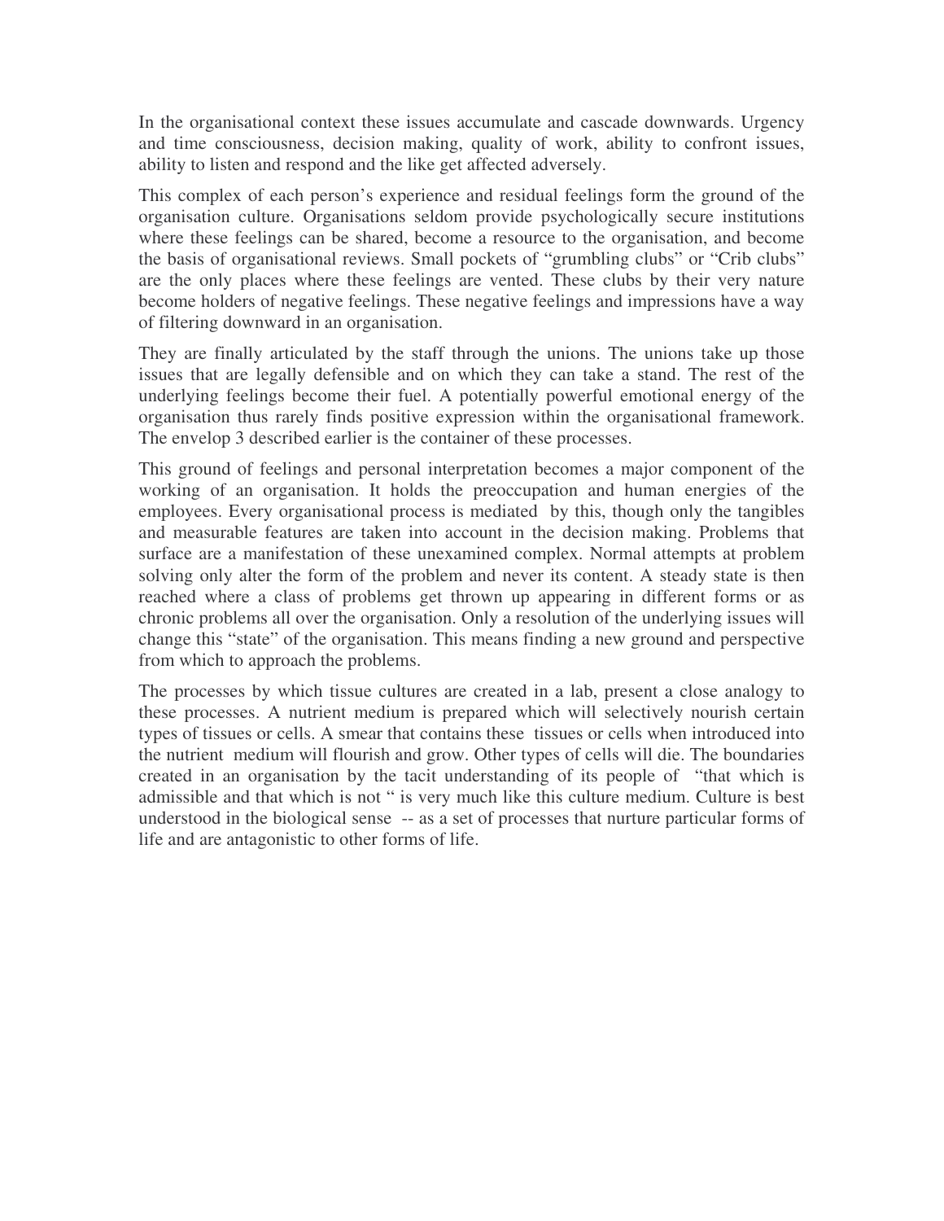In the organisational context these issues accumulate and cascade downwards. Urgency and time consciousness, decision making, quality of work, ability to confront issues, ability to listen and respond and the like get affected adversely.

This complex of each person's experience and residual feelings form the ground of the organisation culture. Organisations seldom provide psychologically secure institutions where these feelings can be shared, become a resource to the organisation, and become the basis of organisational reviews. Small pockets of "grumbling clubs" or "Crib clubs" are the only places where these feelings are vented. These clubs by their very nature become holders of negative feelings. These negative feelings and impressions have a way of filtering downward in an organisation.

They are finally articulated by the staff through the unions. The unions take up those issues that are legally defensible and on which they can take a stand. The rest of the underlying feelings become their fuel. A potentially powerful emotional energy of the organisation thus rarely finds positive expression within the organisational framework. The envelop 3 described earlier is the container of these processes.

This ground of feelings and personal interpretation becomes a major component of the working of an organisation. It holds the preoccupation and human energies of the employees. Every organisational process is mediated by this, though only the tangibles and measurable features are taken into account in the decision making. Problems that surface are a manifestation of these unexamined complex. Normal attempts at problem solving only alter the form of the problem and never its content. A steady state is then reached where a class of problems get thrown up appearing in different forms or as chronic problems all over the organisation. Only a resolution of the underlying issues will change this "state" of the organisation. This means finding a new ground and perspective from which to approach the problems.

The processes by which tissue cultures are created in a lab, present a close analogy to these processes. A nutrient medium is prepared which will selectively nourish certain types of tissues or cells. A smear that contains these tissues or cells when introduced into the nutrient medium will flourish and grow. Other types of cells will die. The boundaries created in an organisation by the tacit understanding of its people of "that which is admissible and that which is not " is very much like this culture medium. Culture is best understood in the biological sense -- as a set of processes that nurture particular forms of life and are antagonistic to other forms of life.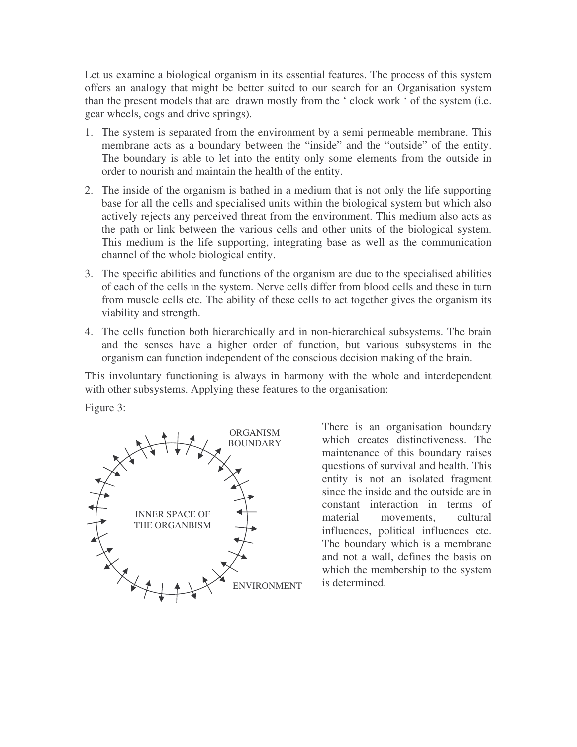Let us examine a biological organism in its essential features. The process of this system offers an analogy that might be better suited to our search for an Organisation system than the present models that are drawn mostly from the ' clock work ' of the system (i.e. gear wheels, cogs and drive springs).

1. The system is separated from the environment by a semi permeable membrane. This membrane acts as a boundary between the "inside" and the "outside" of the entity. The boundary is able to let into the entity only some elements from the outside in order to nourish and maintain the health of the entity.
2. The inside of the organism is bathed in a medium that is not only the life supporting base for all the cells and specialised units within the biological system but which also actively rejects any perceived threat from the environment. This medium also acts as the path or link between the various cells and other units of the biological system. This medium is the life supporting, integrating base as well as the communication channel of the whole biological entity.
3. The specific abilities and functions of the organism are due to the specialised abilities of each of the cells in the system. Nerve cells differ from blood cells and these in turn from muscle cells etc. The ability of these cells to act together gives the organism its viability and strength.
4. The cells function both hierarchically and in non-hierarchical subsystems. The brain and the senses have a higher order of function, but various subsystems in the organism can function independent of the conscious decision making of the brain.

This involuntary functioning is always in harmony with the whole and interdependent with other subsystems. Applying these features to the organisation:

Figure 3:

ORGANISM BOUNDARY

INNER SPACE OF THE ORGANBISM

ENVIRONMENT

There is an organisation boundary which creates distinctiveness. The maintenance of this boundary raises questions of survival and health. This entity is not an isolated fragment since the inside and the outside are in constant interaction in terms of material movements, cultural influences, political influences etc. The boundary which is a membrane and not a wall, defines the basis on which the membership to the system is determined.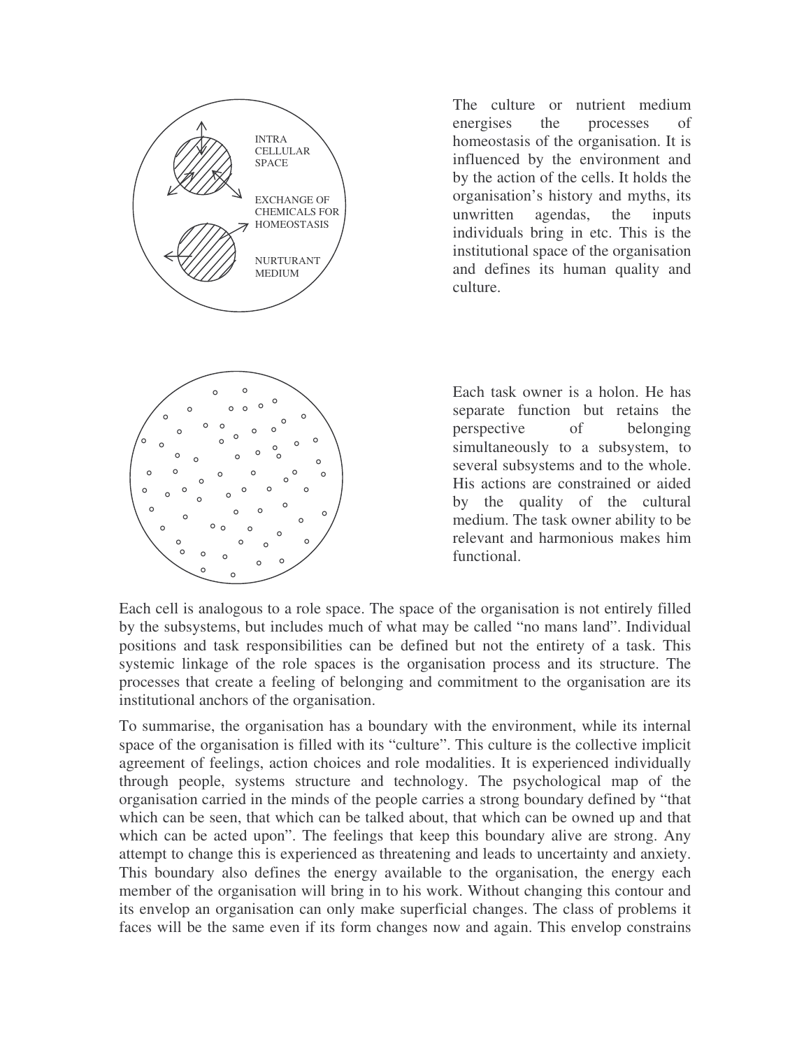INTRA CELLULAR SPACE

EXCHANGE OF CHEMICALS FOR HOMEOSTASIS

NURTURANT MEDIUM

The culture or nutrient medium energises the processes of homeostasis of the organisation. It is influenced by the environment and by the action of the cells. It holds the organisation's history and myths, its unwritten agendas, the inputs individuals bring in etc. This is the institutional space of the organisation and defines its human quality and culture.

Each task owner is a holon. He has separate function but retains the perspective of belonging simultaneously to a subsystem, to several subsystems and to the whole. His actions are constrained or aided by the quality of the cultural medium. The task owner ability to be relevant and harmonious makes him functional.

Each cell is analogous to a role space. The space of the organisation is not entirely filled by the subsystems, but includes much of what may be called "no mans land". Individual positions and task responsibilities can be defined but not the entirety of a task. This systemic linkage of the role spaces is the organisation process and its structure. The processes that create a feeling of belonging and commitment to the organisation are its institutional anchors of the organisation.

To summarise, the organisation has a boundary with the environment, while its internal space of the organisation is filled with its "culture". This culture is the collective implicit agreement of feelings, action choices and role modalities. It is experienced individually through people, systems structure and technology. The psychological map of the organisation carried in the minds of the people carries a strong boundary defined by "that which can be seen, that which can be talked about, that which can be owned up and that which can be acted upon". The feelings that keep this boundary alive are strong. Any attempt to change this is experienced as threatening and leads to uncertainty and anxiety. This boundary also defines the energy available to the organisation, the energy each member of the organisation will bring in to his work. Without changing this contour and its envelop an organisation can only make superficial changes. The class of problems it faces will be the same even if its form changes now and again. This envelop constrains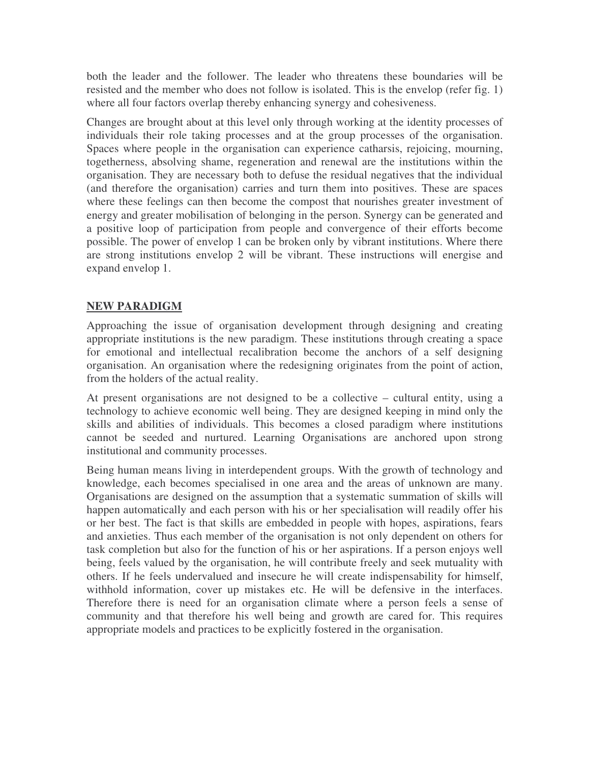both the leader and the follower. The leader who threatens these boundaries will be resisted and the member who does not follow is isolated. This is the envelop (refer fig. 1) where all four factors overlap thereby enhancing synergy and cohesiveness.

Changes are brought about at this level only through working at the identity processes of individuals their role taking processes and at the group processes of the organisation. Spaces where people in the organisation can experience catharsis, rejoicing, mourning, togetherness, absolving shame, regeneration and renewal are the institutions within the organisation. They are necessary both to defuse the residual negatives that the individual (and therefore the organisation) carries and turn them into positives. These are spaces where these feelings can then become the compost that nourishes greater investment of energy and greater mobilisation of belonging in the person. Synergy can be generated and a positive loop of participation from people and convergence of their efforts become possible. The power of envelop 1 can be broken only by vibrant institutions. Where there are strong institutions envelop 2 will be vibrant. These instructions will energise and expand envelop 1.

## NEW PARADIGM

Approaching the issue of organisation development through designing and creating appropriate institutions is the new paradigm. These institutions through creating a space for emotional and intellectual recalibration become the anchors of a self designing organisation. An organisation where the redesigning originates from the point of action, from the holders of the actual reality.

At present organisations are not designed to be a collective – cultural entity, using a technology to achieve economic well being. They are designed keeping in mind only the skills and abilities of individuals. This becomes a closed paradigm where institutions cannot be seeded and nurtured. Learning Organisations are anchored upon strong institutional and community processes.

Being human means living in interdependent groups. With the growth of technology and knowledge, each becomes specialised in one area and the areas of unknown are many. Organisations are designed on the assumption that a systematic summation of skills will happen automatically and each person with his or her specialisation will readily offer his or her best. The fact is that skills are embedded in people with hopes, aspirations, fears and anxieties. Thus each member of the organisation is not only dependent on others for task completion but also for the function of his or her aspirations. If a person enjoys well being, feels valued by the organisation, he will contribute freely and seek mutuality with others. If he feels undervalued and insecure he will create indispensability for himself, withhold information, cover up mistakes etc. He will be defensive in the interfaces. Therefore there is need for an organisation climate where a person feels a sense of community and that therefore his well being and growth are cared for. This requires appropriate models and practices to be explicitly fostered in the organisation.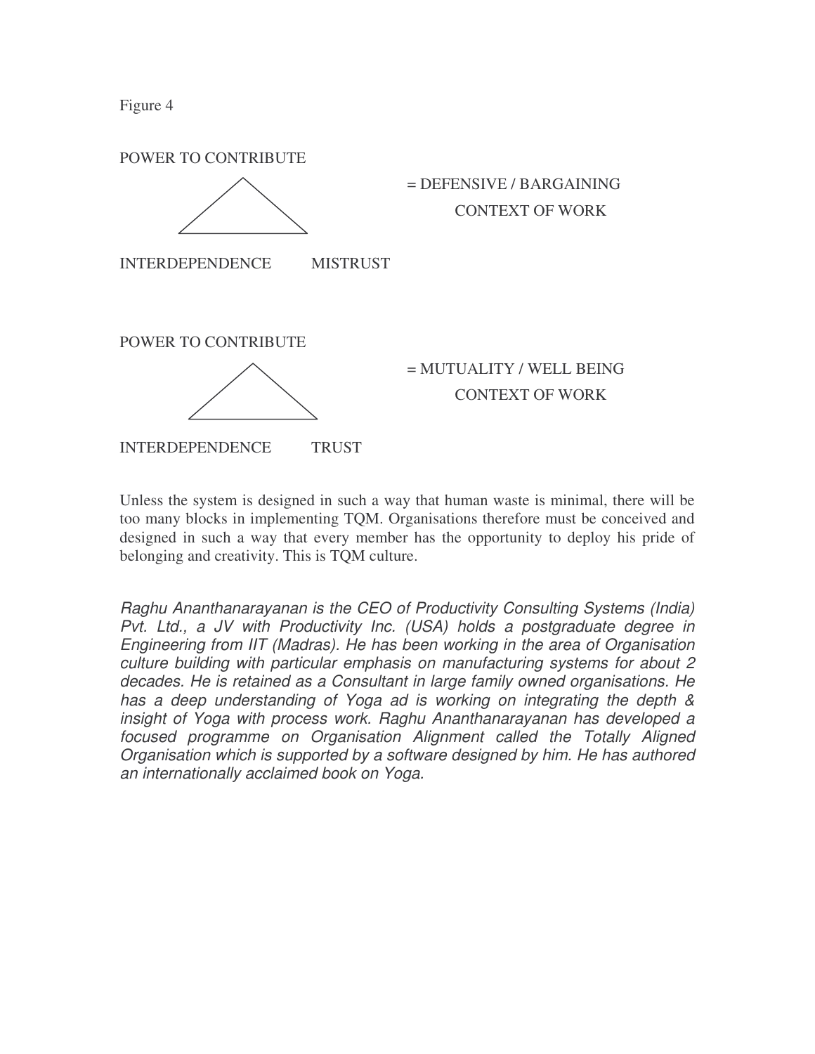Figure 4

POWER TO CONTRIBUTE

= DEFENSIVE / BARGAINING CONTEXT OF WORK

INTERDEPENDENCE MISTRUST

POWER TO CONTRIBUTE

= MUTUALITY / WELL BEING CONTEXT OF WORK

INTERDEPENDENCE TRUST

Unless the system is designed in such a way that human waste is minimal, there will be too many blocks in implementing TQM. Organisations therefore must be conceived and designed in such a way that every member has the opportunity to deploy his pride of belonging and creativity. This is TQM culture.

*Raghu Ananthanarayanan is the CEO of Productivity Consulting Systems (India) Pvt. Ltd., a JV with Productivity Inc. (USA) holds a postgraduate degree in Engineering from IIT (Madras). He has been working in the area of Organisation culture building with particular emphasis on manufacturing systems for about 2 decades. He is retained as a Consultant in large family owned organisations. He has a deep understanding of Yoga ad is working on integrating the depth & insight of Yoga with process work. Raghu Ananthanarayanan has developed a focused programme on Organisation Alignment called the Totally Aligned Organisation which is supported by a software designed by him. He has authored an internationally acclaimed book on Yoga.*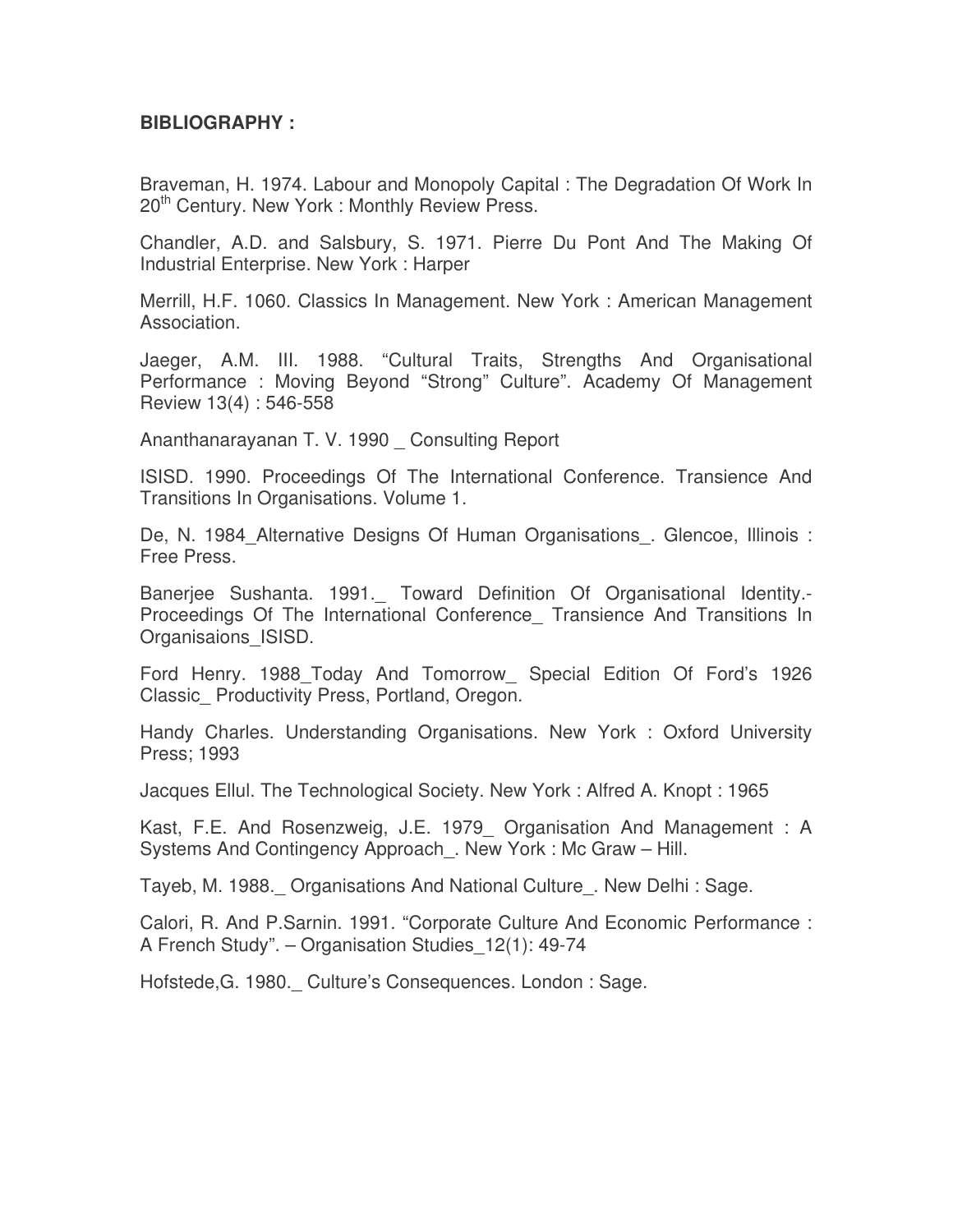**BIBLIOGRAPHY :**

Braveman, H. 1974. Labour and Monopoly Capital : The Degradation Of Work In 20th Century. New York : Monthly Review Press.

Chandler, A.D. and Salsbury, S. 1971. Pierre Du Pont And The Making Of Industrial Enterprise. New York : Harper

Merrill, H.F. 1060. Classics In Management. New York : American Management Association.

Jaeger, A.M. III. 1988. "Cultural Traits, Strengths And Organisational Performance : Moving Beyond "Strong" Culture". Academy Of Management Review 13(4) : 546-558

Ananthanarayanan T. V. 1990 _ Consulting Report

ISISD. 1990. Proceedings Of The International Conference. Transience And Transitions In Organisations. Volume 1.

De, N. 1984_Alternative Designs Of Human Organisations_. Glencoe, Illinois : Free Press.

Banerjee Sushanta. 1991._ Toward Definition Of Organisational Identity.- Proceedings Of The International Conference_ Transience And Transitions In Organisaions_ISISD.

Ford Henry. 1988_Today And Tomorrow_ Special Edition Of Ford's 1926 Classic_ Productivity Press, Portland, Oregon.

Handy Charles. Understanding Organisations. New York : Oxford University Press; 1993

Jacques Ellul. The Technological Society. New York : Alfred A. Knopt : 1965

Kast, F.E. And Rosenzweig, J.E. 1979_ Organisation And Management : A Systems And Contingency Approach_. New York : Mc Graw – Hill.

Tayeb, M. 1988._ Organisations And National Culture_. New Delhi : Sage.

Calori, R. And P.Sarnin. 1991. "Corporate Culture And Economic Performance : A French Study". – Organisation Studies_12(1): 49-74

Hofstede,G. 1980._ Culture's Consequences. London : Sage.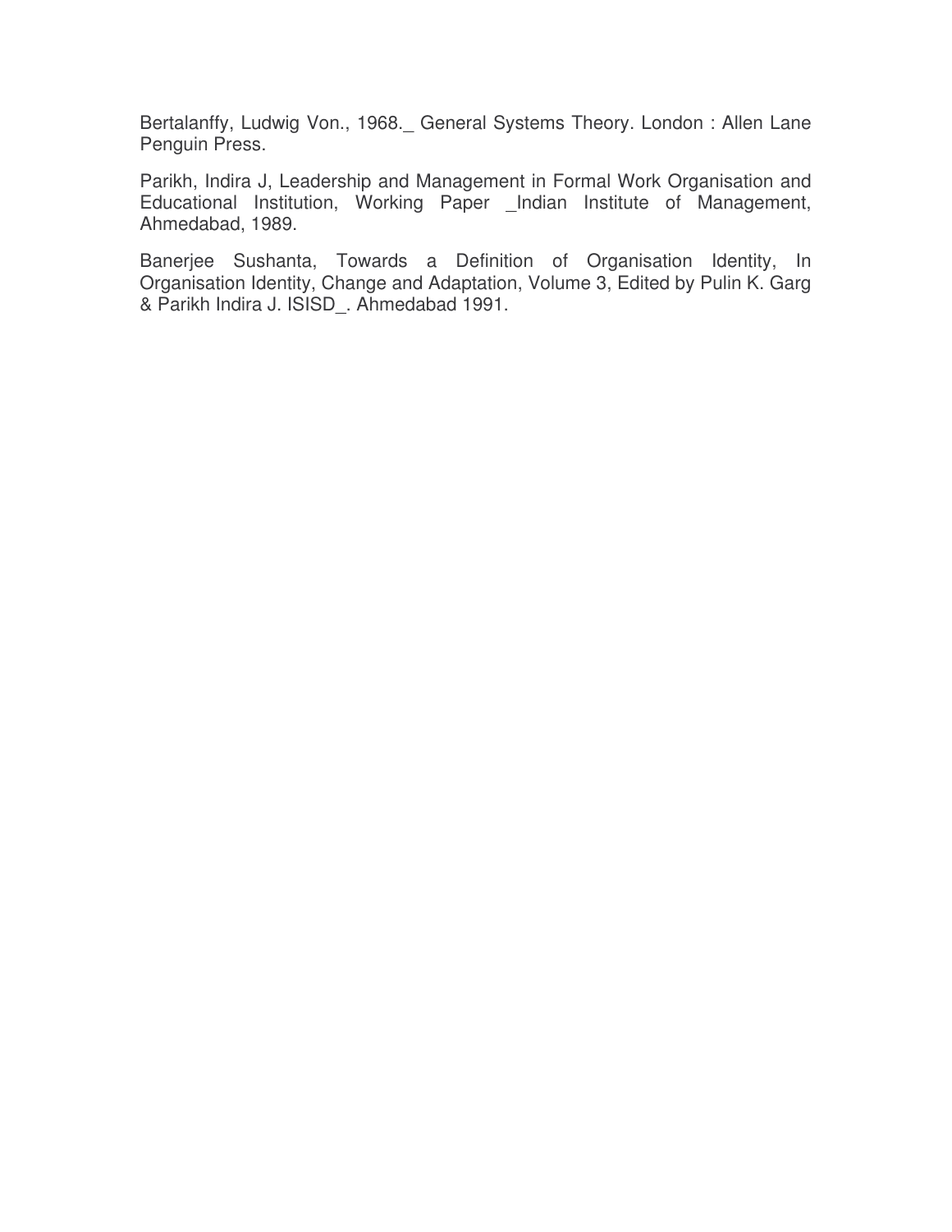Bertalanffy, Ludwig Von., 1968._ General Systems Theory. London : Allen Lane Penguin Press.

Parikh, Indira J, Leadership and Management in Formal Work Organisation and Educational Institution, Working Paper _Indian Institute of Management, Ahmedabad, 1989.

Banerjee Sushanta, Towards a Definition of Organisation Identity, In Organisation Identity, Change and Adaptation, Volume 3, Edited by Pulin K. Garg & Parikh Indira J. ISISD_. Ahmedabad 1991.